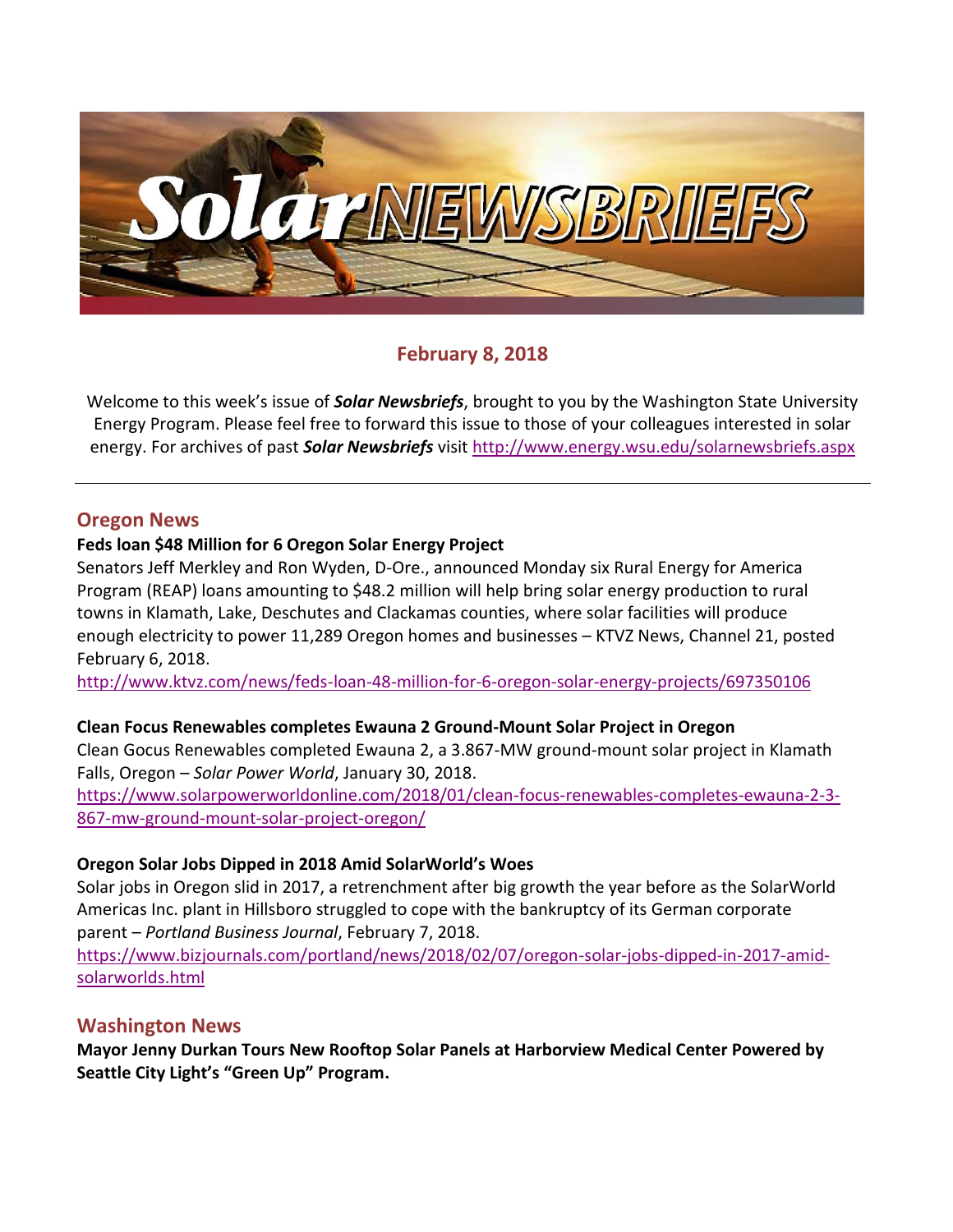# Solar NEWSBRIEFS

## February 8, 2018

Welcome to this week's issue of ***Solar Newsbriefs***, brought to you by the Washington State University Energy Program. Please feel free to forward this issue to those of your colleagues interested in solar energy. For archives of past ***Solar Newsbriefs*** visit http://www.energy.wsu.edu/solarnewsbriefs.aspx

---

## Oregon News

**Feds loan $48 Million for 6 Oregon Solar Energy Project**

Senators Jeff Merkley and Ron Wyden, D-Ore., announced Monday six Rural Energy for America Program (REAP) loans amounting to $48.2 million will help bring solar energy production to rural towns in Klamath, Lake, Deschutes and Clackamas counties, where solar facilities will produce enough electricity to power 11,289 Oregon homes and businesses – KTVZ News, Channel 21, posted February 6, 2018.

http://www.ktvz.com/news/feds-loan-48-million-for-6-oregon-solar-energy-projects/697350106

**Clean Focus Renewables completes Ewauna 2 Ground-Mount Solar Project in Oregon**

Clean Gocus Renewables completed Ewauna 2, a 3.867-MW ground-mount solar project in Klamath Falls, Oregon – *Solar Power World*, January 30, 2018.

https://www.solarpowerworldonline.com/2018/01/clean-focus-renewables-completes-ewauna-2-3-867-mw-ground-mount-solar-project-oregon/

**Oregon Solar Jobs Dipped in 2018 Amid SolarWorld's Woes**

Solar jobs in Oregon slid in 2017, a retrenchment after big growth the year before as the SolarWorld Americas Inc. plant in Hillsboro struggled to cope with the bankruptcy of its German corporate parent – *Portland Business Journal*, February 7, 2018.

https://www.bizjournals.com/portland/news/2018/02/07/oregon-solar-jobs-dipped-in-2017-amid-solarworlds.html

## Washington News

**Mayor Jenny Durkan Tours New Rooftop Solar Panels at Harborview Medical Center Powered by Seattle City Light's "Green Up" Program.**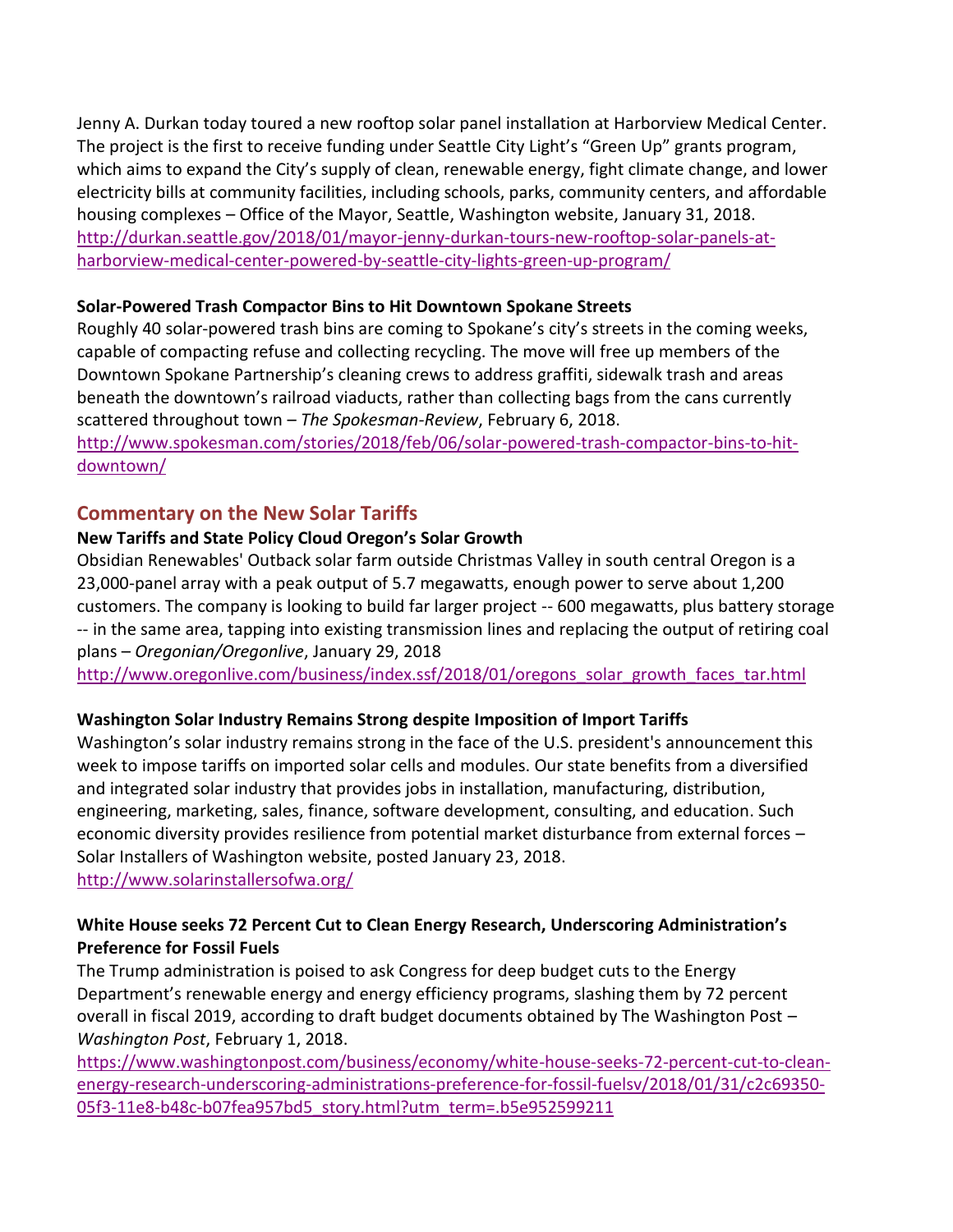Jenny A. Durkan today toured a new rooftop solar panel installation at Harborview Medical Center. The project is the first to receive funding under Seattle City Light's "Green Up" grants program, which aims to expand the City's supply of clean, renewable energy, fight climate change, and lower electricity bills at community facilities, including schools, parks, community centers, and affordable housing complexes – Office of the Mayor, Seattle, Washington website, January 31, 2018. [http://durkan.seattle.gov/2018/01/mayor-jenny-durkan-tours-new-rooftop-solar-panels-at-harborview-medical-center-powered-by-seattle-city-lights-green-up-program/](http://durkan.seattle.gov/2018/01/mayor-jenny-durkan-tours-new-rooftop-solar-panels-at-harborview-medical-center-powered-by-seattle-city-lights-green-up-program/)

**Solar-Powered Trash Compactor Bins to Hit Downtown Spokane Streets**

Roughly 40 solar-powered trash bins are coming to Spokane's city's streets in the coming weeks, capable of compacting refuse and collecting recycling. The move will free up members of the Downtown Spokane Partnership's cleaning crews to address graffiti, sidewalk trash and areas beneath the downtown's railroad viaducts, rather than collecting bags from the cans currently scattered throughout town – *The Spokesman-Review*, February 6, 2018. [http://www.spokesman.com/stories/2018/feb/06/solar-powered-trash-compactor-bins-to-hit-downtown/](http://www.spokesman.com/stories/2018/feb/06/solar-powered-trash-compactor-bins-to-hit-downtown/)

## Commentary on the New Solar Tariffs

**New Tariffs and State Policy Cloud Oregon's Solar Growth**

Obsidian Renewables' Outback solar farm outside Christmas Valley in south central Oregon is a 23,000-panel array with a peak output of 5.7 megawatts, enough power to serve about 1,200 customers. The company is looking to build far larger project -- 600 megawatts, plus battery storage -- in the same area, tapping into existing transmission lines and replacing the output of retiring coal plans – *Oregonian/Oregonlive*, January 29, 2018 [http://www.oregonlive.com/business/index.ssf/2018/01/oregons_solar_growth_faces_tar.html](http://www.oregonlive.com/business/index.ssf/2018/01/oregons_solar_growth_faces_tar.html)

**Washington Solar Industry Remains Strong despite Imposition of Import Tariffs**

Washington's solar industry remains strong in the face of the U.S. president's announcement this week to impose tariffs on imported solar cells and modules. Our state benefits from a diversified and integrated solar industry that provides jobs in installation, manufacturing, distribution, engineering, marketing, sales, finance, software development, consulting, and education. Such economic diversity provides resilience from potential market disturbance from external forces – Solar Installers of Washington website, posted January 23, 2018. [http://www.solarinstallersofwa.org/](http://www.solarinstallersofwa.org/)

**White House seeks 72 Percent Cut to Clean Energy Research, Underscoring Administration's Preference for Fossil Fuels**

The Trump administration is poised to ask Congress for deep budget cuts to the Energy Department's renewable energy and energy efficiency programs, slashing them by 72 percent overall in fiscal 2019, according to draft budget documents obtained by The Washington Post – *Washington Post*, February 1, 2018. [https://www.washingtonpost.com/business/economy/white-house-seeks-72-percent-cut-to-clean-energy-research-underscoring-administrations-preference-for-fossil-fuelsv/2018/01/31/c2c69350-05f3-11e8-b48c-b07fea957bd5_story.html?utm_term=.b5e952599211](https://www.washingtonpost.com/business/economy/white-house-seeks-72-percent-cut-to-clean-energy-research-underscoring-administrations-preference-for-fossil-fuelsv/2018/01/31/c2c69350-05f3-11e8-b48c-b07fea957bd5_story.html?utm_term=.b5e952599211)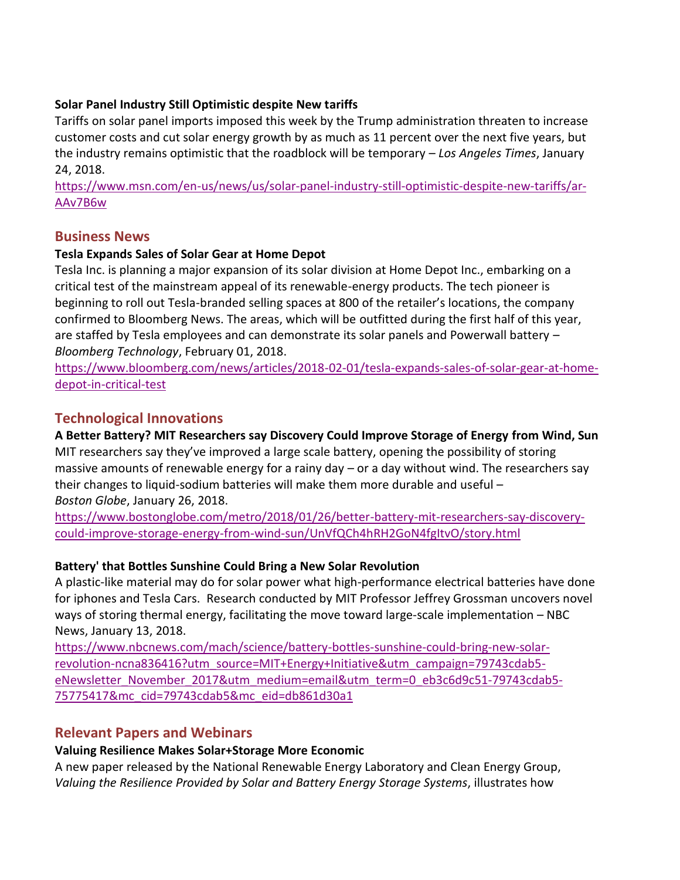**Solar Panel Industry Still Optimistic despite New tariffs**

Tariffs on solar panel imports imposed this week by the Trump administration threaten to increase customer costs and cut solar energy growth by as much as 11 percent over the next five years, but the industry remains optimistic that the roadblock will be temporary – *Los Angeles Times*, January 24, 2018.
https://www.msn.com/en-us/news/us/solar-panel-industry-still-optimistic-despite-new-tariffs/ar-AAv7B6w

## Business News

**Tesla Expands Sales of Solar Gear at Home Depot**

Tesla Inc. is planning a major expansion of its solar division at Home Depot Inc., embarking on a critical test of the mainstream appeal of its renewable-energy products. The tech pioneer is beginning to roll out Tesla-branded selling spaces at 800 of the retailer's locations, the company confirmed to Bloomberg News. The areas, which will be outfitted during the first half of this year, are staffed by Tesla employees and can demonstrate its solar panels and Powerwall battery – *Bloomberg Technology*, February 01, 2018.
https://www.bloomberg.com/news/articles/2018-02-01/tesla-expands-sales-of-solar-gear-at-home-depot-in-critical-test

## Technological Innovations

**A Better Battery? MIT Researchers say Discovery Could Improve Storage of Energy from Wind, Sun**

MIT researchers say they've improved a large scale battery, opening the possibility of storing massive amounts of renewable energy for a rainy day – or a day without wind. The researchers say their changes to liquid-sodium batteries will make them more durable and useful – *Boston Globe*, January 26, 2018.
https://www.bostonglobe.com/metro/2018/01/26/better-battery-mit-researchers-say-discovery-could-improve-storage-energy-from-wind-sun/UnVfQCh4hRH2GoN4fgItvO/story.html

**Battery' that Bottles Sunshine Could Bring a New Solar Revolution**

A plastic-like material may do for solar power what high-performance electrical batteries have done for iphones and Tesla Cars. Research conducted by MIT Professor Jeffrey Grossman uncovers novel ways of storing thermal energy, facilitating the move toward large-scale implementation – NBC News, January 13, 2018.
https://www.nbcnews.com/mach/science/battery-bottles-sunshine-could-bring-new-solar-revolution-ncna836416?utm_source=MIT+Energy+Initiative&utm_campaign=79743cdab5-eNewsletter_November_2017&utm_medium=email&utm_term=0_eb3c6d9c51-79743cdab5-75775417&mc_cid=79743cdab5&mc_eid=db861d30a1

## Relevant Papers and Webinars

**Valuing Resilience Makes Solar+Storage More Economic**

A new paper released by the National Renewable Energy Laboratory and Clean Energy Group, *Valuing the Resilience Provided by Solar and Battery Energy Storage Systems*, illustrates how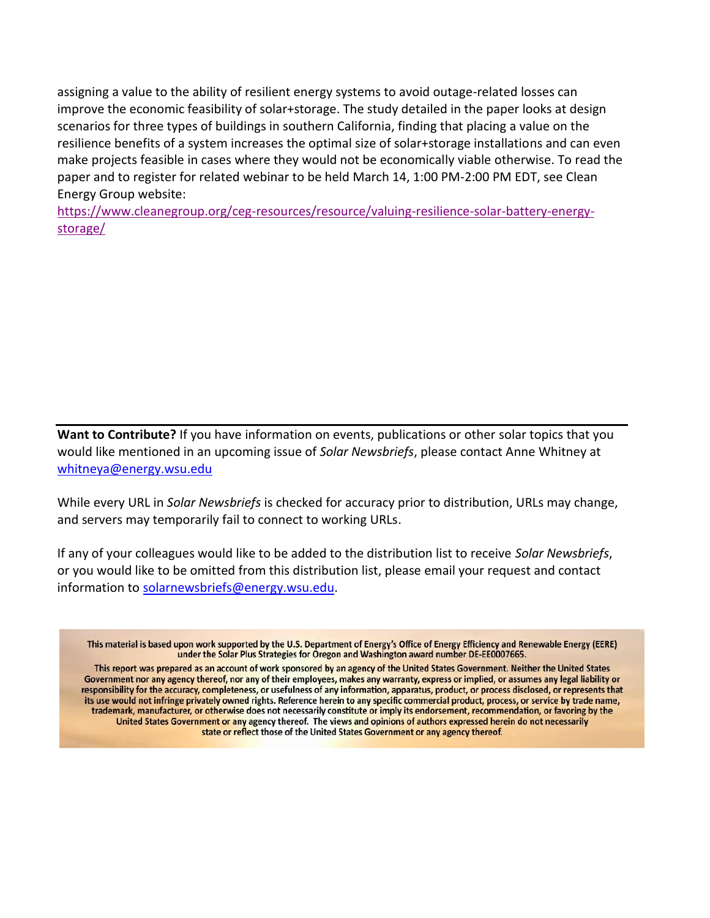assigning a value to the ability of resilient energy systems to avoid outage-related losses can improve the economic feasibility of solar+storage. The study detailed in the paper looks at design scenarios for three types of buildings in southern California, finding that placing a value on the resilience benefits of a system increases the optimal size of solar+storage installations and can even make projects feasible in cases where they would not be economically viable otherwise. To read the paper and to register for related webinar to be held March 14, 1:00 PM-2:00 PM EDT, see Clean Energy Group website:
https://www.cleanegroup.org/ceg-resources/resource/valuing-resilience-solar-battery-energy-storage/

---

**Want to Contribute?** If you have information on events, publications or other solar topics that you would like mentioned in an upcoming issue of *Solar Newsbriefs*, please contact Anne Whitney at whitneya@energy.wsu.edu

While every URL in *Solar Newsbriefs* is checked for accuracy prior to distribution, URLs may change, and servers may temporarily fail to connect to working URLs.

If any of your colleagues would like to be added to the distribution list to receive *Solar Newsbriefs*, or you would like to be omitted from this distribution list, please email your request and contact information to solarnewsbriefs@energy.wsu.edu.

This material is based upon work supported by the U.S. Department of Energy's Office of Energy Efficiency and Renewable Energy (EERE) under the Solar Plus Strategies for Oregon and Washington award number DE-EE0007665.

This report was prepared as an account of work sponsored by an agency of the United States Government. Neither the United States Government nor any agency thereof, nor any of their employees, makes any warranty, express or implied, or assumes any legal liability or responsibility for the accuracy, completeness, or usefulness of any information, apparatus, product, or process disclosed, or represents that its use would not infringe privately owned rights. Reference herein to any specific commercial product, process, or service by trade name, trademark, manufacturer, or otherwise does not necessarily constitute or imply its endorsement, recommendation, or favoring by the United States Government or any agency thereof. The views and opinions of authors expressed herein do not necessarily state or reflect those of the United States Government or any agency thereof.